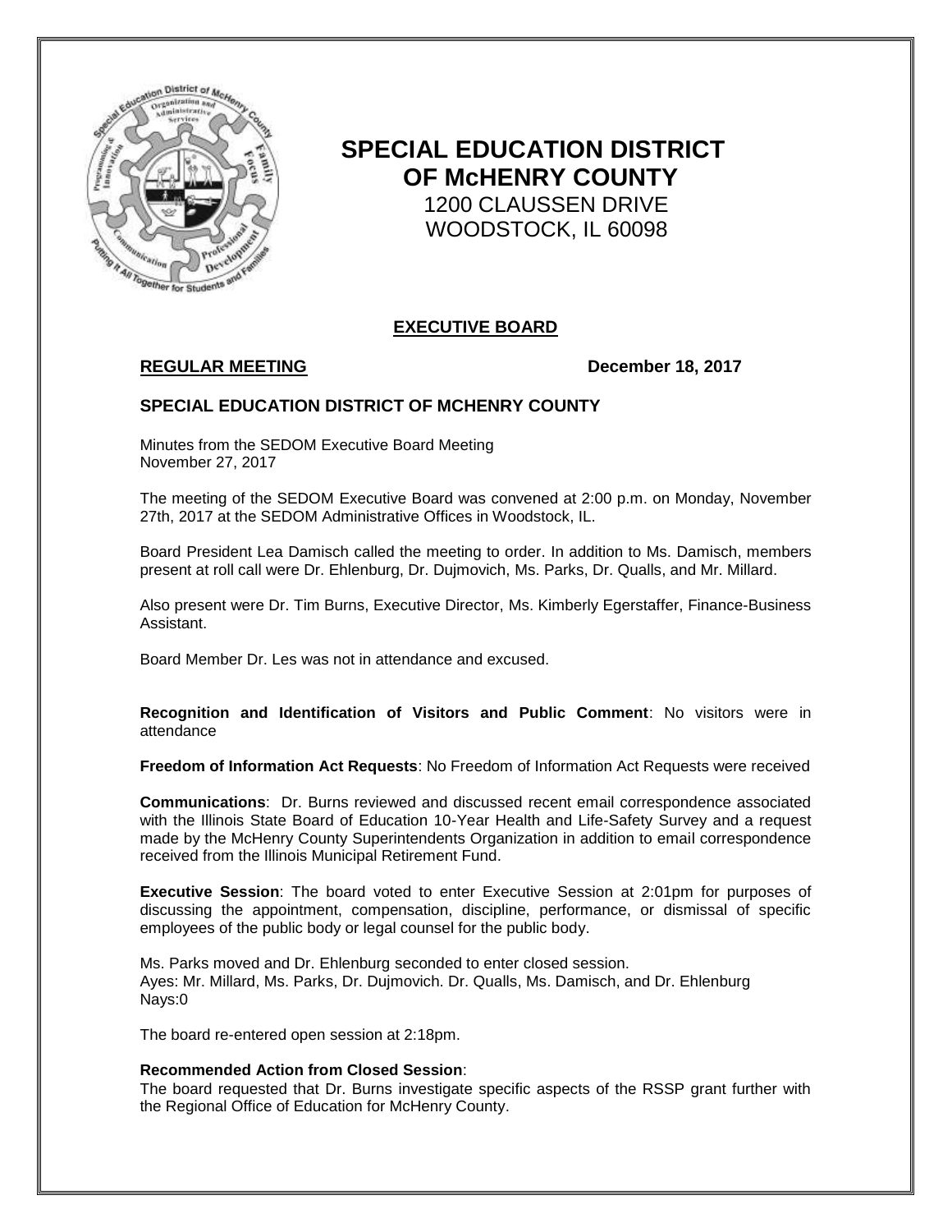# SPECIAL EDUCATION DISTRICT OF McHENRY COUNTY

1200 CLAUSSEN DRIVE
WOODSTOCK, IL 60098

## EXECUTIVE BOARD

**REGULAR MEETING** **December 18, 2017**

### SPECIAL EDUCATION DISTRICT OF MCHENRY COUNTY

Minutes from the SEDOM Executive Board Meeting
November 27, 2017

The meeting of the SEDOM Executive Board was convened at 2:00 p.m. on Monday, November 27th, 2017 at the SEDOM Administrative Offices in Woodstock, IL.

Board President Lea Damisch called the meeting to order. In addition to Ms. Damisch, members present at roll call were Dr. Ehlenburg, Dr. Dujmovich, Ms. Parks, Dr. Qualls, and Mr. Millard.

Also present were Dr. Tim Burns, Executive Director, Ms. Kimberly Egerstaffer, Finance-Business Assistant.

Board Member Dr. Les was not in attendance and excused.

**Recognition and Identification of Visitors and Public Comment**: No visitors were in attendance

**Freedom of Information Act Requests**: No Freedom of Information Act Requests were received

**Communications**: Dr. Burns reviewed and discussed recent email correspondence associated with the Illinois State Board of Education 10-Year Health and Life-Safety Survey and a request made by the McHenry County Superintendents Organization in addition to email correspondence received from the Illinois Municipal Retirement Fund.

**Executive Session**: The board voted to enter Executive Session at 2:01pm for purposes of discussing the appointment, compensation, discipline, performance, or dismissal of specific employees of the public body or legal counsel for the public body.

Ms. Parks moved and Dr. Ehlenburg seconded to enter closed session.
Ayes: Mr. Millard, Ms. Parks, Dr. Dujmovich. Dr. Qualls, Ms. Damisch, and Dr. Ehlenburg
Nays:0

The board re-entered open session at 2:18pm.

**Recommended Action from Closed Session**:
The board requested that Dr. Burns investigate specific aspects of the RSSP grant further with the Regional Office of Education for McHenry County.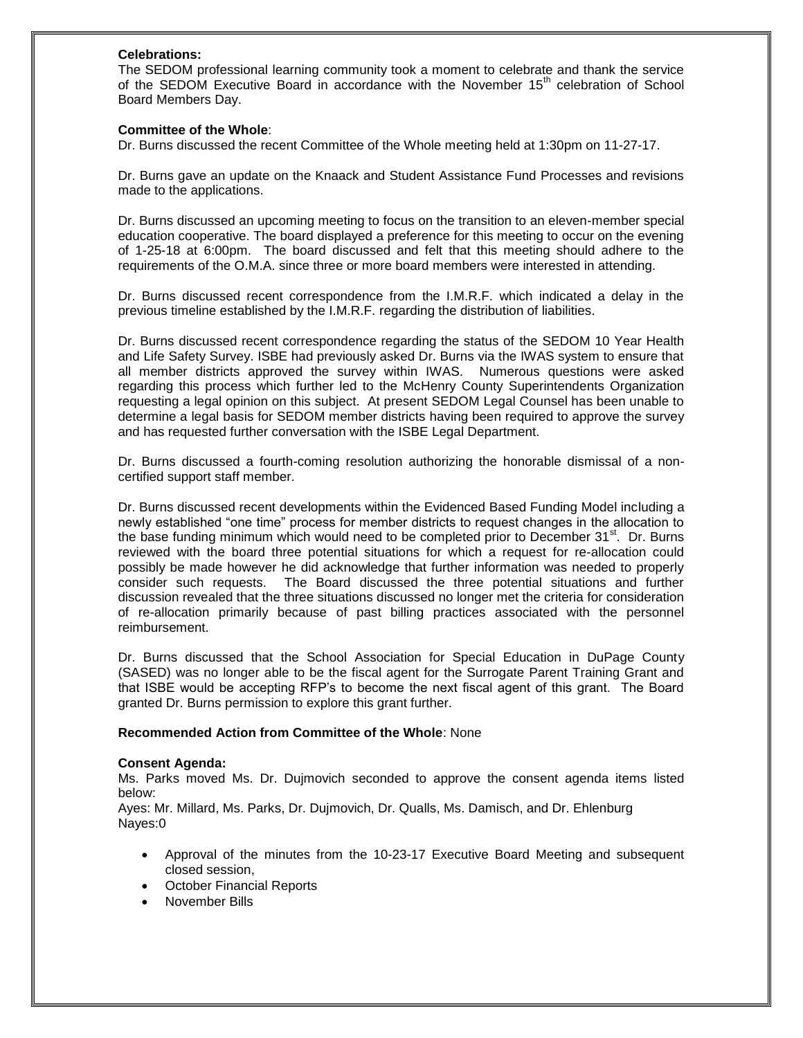**Celebrations:**
The SEDOM professional learning community took a moment to celebrate and thank the service of the SEDOM Executive Board in accordance with the November 15th celebration of School Board Members Day.

**Committee of the Whole**:
Dr. Burns discussed the recent Committee of the Whole meeting held at 1:30pm on 11-27-17.

Dr. Burns gave an update on the Knaack and Student Assistance Fund Processes and revisions made to the applications.

Dr. Burns discussed an upcoming meeting to focus on the transition to an eleven-member special education cooperative. The board displayed a preference for this meeting to occur on the evening of 1-25-18 at 6:00pm. The board discussed and felt that this meeting should adhere to the requirements of the O.M.A. since three or more board members were interested in attending.

Dr. Burns discussed recent correspondence from the I.M.R.F. which indicated a delay in the previous timeline established by the I.M.R.F. regarding the distribution of liabilities.

Dr. Burns discussed recent correspondence regarding the status of the SEDOM 10 Year Health and Life Safety Survey. ISBE had previously asked Dr. Burns via the IWAS system to ensure that all member districts approved the survey within IWAS. Numerous questions were asked regarding this process which further led to the McHenry County Superintendents Organization requesting a legal opinion on this subject. At present SEDOM Legal Counsel has been unable to determine a legal basis for SEDOM member districts having been required to approve the survey and has requested further conversation with the ISBE Legal Department.

Dr. Burns discussed a fourth-coming resolution authorizing the honorable dismissal of a non-certified support staff member.

Dr. Burns discussed recent developments within the Evidenced Based Funding Model including a newly established "one time" process for member districts to request changes in the allocation to the base funding minimum which would need to be completed prior to December 31st. Dr. Burns reviewed with the board three potential situations for which a request for re-allocation could possibly be made however he did acknowledge that further information was needed to properly consider such requests. The Board discussed the three potential situations and further discussion revealed that the three situations discussed no longer met the criteria for consideration of re-allocation primarily because of past billing practices associated with the personnel reimbursement.

Dr. Burns discussed that the School Association for Special Education in DuPage County (SASED) was no longer able to be the fiscal agent for the Surrogate Parent Training Grant and that ISBE would be accepting RFP's to become the next fiscal agent of this grant. The Board granted Dr. Burns permission to explore this grant further.

**Recommended Action from Committee of the Whole**: None

**Consent Agenda:**
Ms. Parks moved Ms. Dr. Dujmovich seconded to approve the consent agenda items listed below:
Ayes: Mr. Millard, Ms. Parks, Dr. Dujmovich, Dr. Qualls, Ms. Damisch, and Dr. Ehlenburg
Nayes:0

- Approval of the minutes from the 10-23-17 Executive Board Meeting and subsequent closed session,
- October Financial Reports
- November Bills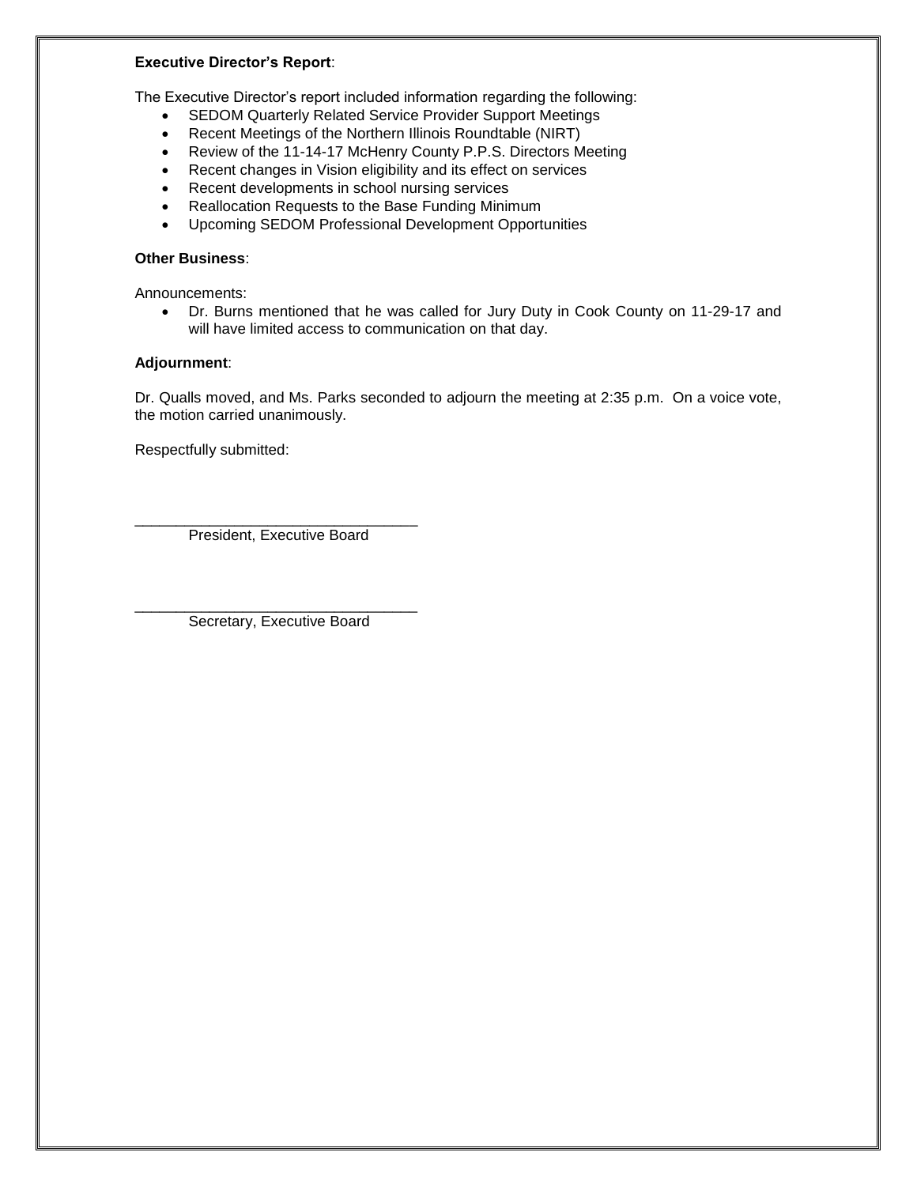**Executive Director's Report**:

The Executive Director's report included information regarding the following:

- SEDOM Quarterly Related Service Provider Support Meetings
- Recent Meetings of the Northern Illinois Roundtable (NIRT)
- Review of the 11-14-17 McHenry County P.P.S. Directors Meeting
- Recent changes in Vision eligibility and its effect on services
- Recent developments in school nursing services
- Reallocation Requests to the Base Funding Minimum
- Upcoming SEDOM Professional Development Opportunities

**Other Business**:

Announcements:

- Dr. Burns mentioned that he was called for Jury Duty in Cook County on 11-29-17 and will have limited access to communication on that day.

**Adjournment**:

Dr. Qualls moved, and Ms. Parks seconded to adjourn the meeting at 2:35 p.m. On a voice vote, the motion carried unanimously.

Respectfully submitted:

\_\_\_\_\_\_\_\_\_\_\_\_\_\_\_\_\_\_\_\_\_\_\_\_\_\_\_\_\_\_\_\_\_\_
President, Executive Board

\_\_\_\_\_\_\_\_\_\_\_\_\_\_\_\_\_\_\_\_\_\_\_\_\_\_\_\_\_\_\_\_\_\_
Secretary, Executive Board